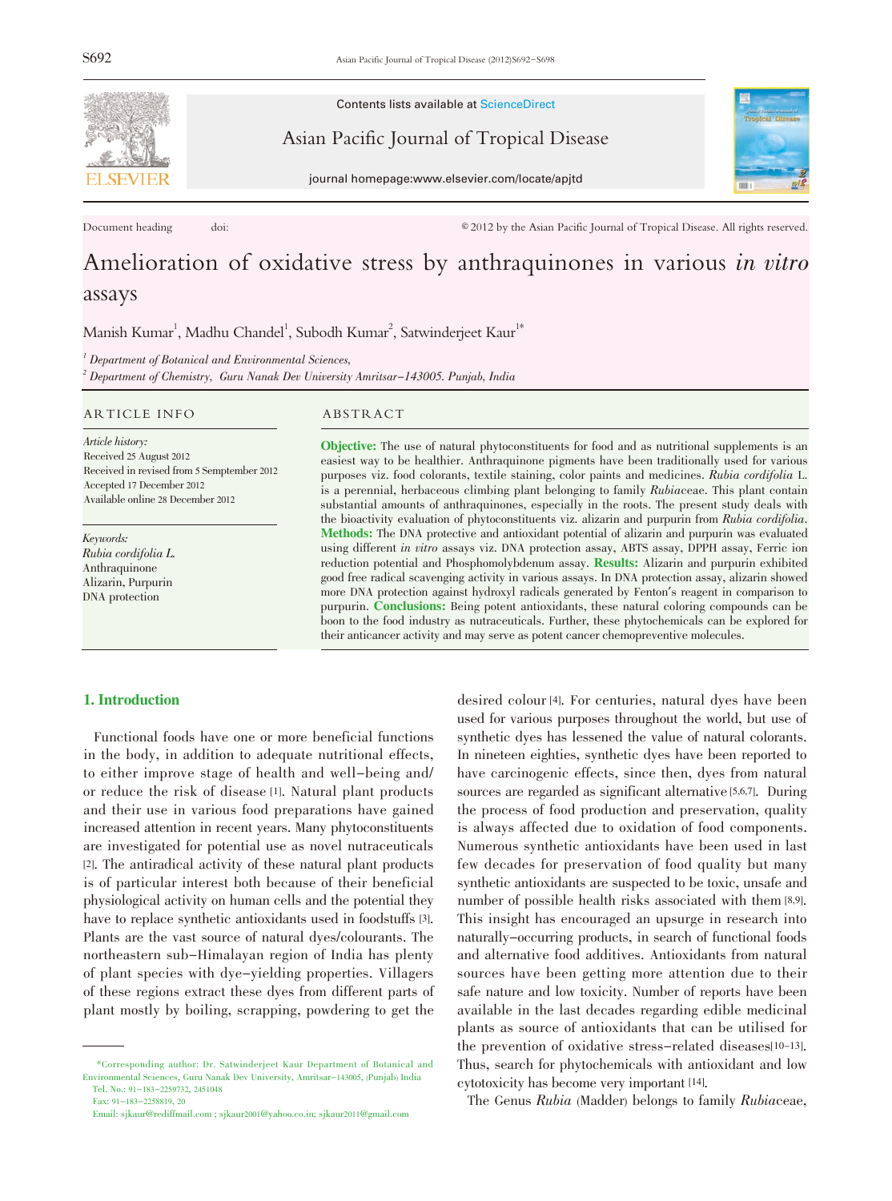Contents lists available at ScienceDirect

Asian Pacific Journal of Tropical Disease

journal homepage:www.elsevier.com/locate/apjtd

Document heading doi:

© 2012 by the Asian Pacific Journal of Tropical Disease. All rights reserved.

# Amelioration of oxidative stress by anthraquinones in various *in vitro* assays

Manish Kumar[1], Madhu Chandel[1], Subodh Kumar[2], Satwinderjeet Kaur[1*]

[1] *Department of Botanical and Environmental Sciences,*

[2] *Department of Chemistry, Guru Nanak Dev University Amritsar–143005. Punjab, India*

## ARTICLE INFO

*Article history:*
Received 25 August 2012
Received in revised from 5 Semptember 2012
Accepted 17 December 2012
Available online 28 December 2012

*Keywords:*
*Rubia cordifolia L.*
Anthraquinone
Alizarin, Purpurin
DNA protection

## ABSTRACT

**Objective:** The use of natural phytoconstituents for food and as nutritional supplements is an easiest way to be healthier. Anthraquinone pigments have been traditionally used for various purposes viz. food colorants, textile staining, color paints and medicines. *Rubia cordifolia* L. is a perennial, herbaceous climbing plant belonging to family *Rubia*ceae. This plant contain substantial amounts of anthraquinones, especially in the roots. The present study deals with the bioactivity evaluation of phytoconstituents viz. alizarin and purpurin from *Rubia cordifolia*. **Methods:** The DNA protective and antioxidant potential of alizarin and purpurin was evaluated using different *in vitro* assays viz. DNA protection assay, ABTS assay, DPPH assay, Ferric ion reduction potential and Phosphomolybdenum assay. **Results:** Alizarin and purpurin exhibited good free radical scavenging activity in various assays. In DNA protection assay, alizarin showed more DNA protection against hydroxyl radicals generated by Fenton's reagent in comparison to purpurin. **Conclusions:** Being potent antioxidants, these natural coloring compounds can be boon to the food industry as nutraceuticals. Further, these phytochemicals can be explored for their anticancer activity and may serve as potent cancer chemopreventive molecules.

## 1. Introduction

Functional foods have one or more beneficial functions in the body, in addition to adequate nutritional effects, to either improve stage of health and well–being and/or reduce the risk of disease [1]. Natural plant products and their use in various food preparations have gained increased attention in recent years. Many phytoconstituents are investigated for potential use as novel nutraceuticals [2]. The antiradical activity of these natural plant products is of particular interest both because of their beneficial physiological activity on human cells and the potential they have to replace synthetic antioxidants used in foodstuffs [3]. Plants are the vast source of natural dyes/colourants. The northeastern sub–Himalayan region of India has plenty of plant species with dye–yielding properties. Villagers of these regions extract these dyes from different parts of plant mostly by boiling, scrapping, powdering to get the desired colour [4]. For centuries, natural dyes have been used for various purposes throughout the world, but use of synthetic dyes has lessened the value of natural colorants. In nineteen eighties, synthetic dyes have been reported to have carcinogenic effects, since then, dyes from natural sources are regarded as significant alternative [5,6,7]. During the process of food production and preservation, quality is always affected due to oxidation of food components. Numerous synthetic antioxidants have been used in last few decades for preservation of food quality but many synthetic antioxidants are suspected to be toxic, unsafe and number of possible health risks associated with them [8,9]. This insight has encouraged an upsurge in research into naturally–occurring products, in search of functional foods and alternative food additives. Antioxidants from natural sources have been getting more attention due to their safe nature and low toxicity. Number of reports have been available in the last decades regarding edible medicinal plants as source of antioxidants that can be utilised for the prevention of oxidative stress–related diseases[10–13]. Thus, search for phytochemicals with antioxidant and low cytotoxicity has become very important [14].

The Genus *Rubia* (Madder) belongs to family *Rubia*ceae,

---

*Corresponding author: Dr. Satwinderjeet Kaur Department of Botanical and Environmental Sciences, Guru Nanak Dev University, Amritsar–143005, (Punjab) India
Tel. No.: 91–183–2259732, 2451048
Fax: 91–183–2258819, 20
Email: sjkaur@rediffmail.com ; sjkaur2001@yahoo.co.in; sjkaur2011@gmail.com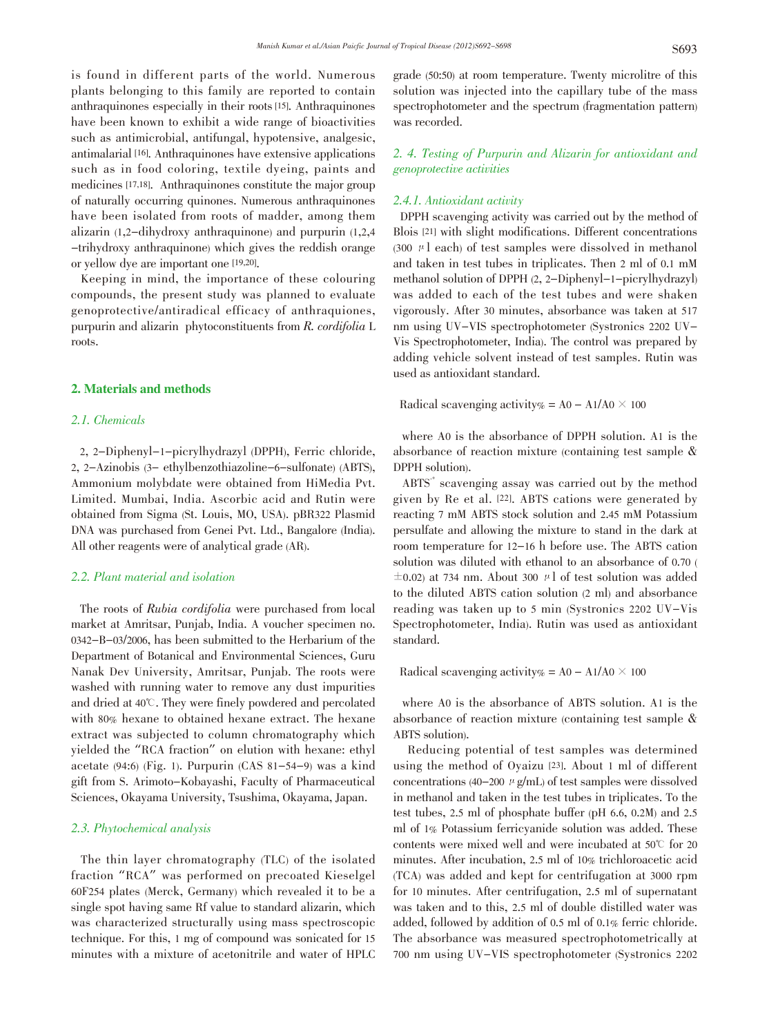is found in different parts of the world. Numerous plants belonging to this family are reported to contain anthraquinones especially in their roots [15]. Anthraquinones have been known to exhibit a wide range of bioactivities such as antimicrobial, antifungal, hypotensive, analgesic, antimalarial [16]. Anthraquinones have extensive applications such as in food coloring, textile dyeing, paints and medicines [17,18]. Anthraquinones constitute the major group of naturally occurring quinones. Numerous anthraquinones have been isolated from roots of madder, among them alizarin (1,2-dihydroxy anthraquinone) and purpurin (1,2,4-trihydroxy anthraquinone) which gives the reddish orange or yellow dye are important one [19,20].

Keeping in mind, the importance of these colouring compounds, the present study was planned to evaluate genoprotective/antiradical efficacy of anthraquiones, purpurin and alizarin phytoconstituents from *R. cordifolia* L roots.

## 2. Materials and methods

### 2.1. Chemicals

2, 2-Diphenyl-1-picrylhydrazyl (DPPH), Ferric chloride, 2, 2-Azinobis (3- ethylbenzothiazoline-6-sulfonate) (ABTS), Ammonium molybdate were obtained from HiMedia Pvt. Limited. Mumbai, India. Ascorbic acid and Rutin were obtained from Sigma (St. Louis, MO, USA). pBR322 Plasmid DNA was purchased from Genei Pvt. Ltd., Bangalore (India). All other reagents were of analytical grade (AR).

### 2.2. Plant material and isolation

The roots of *Rubia cordifolia* were purchased from local market at Amritsar, Punjab, India. A voucher specimen no. 0342-B-03/2006, has been submitted to the Herbarium of the Department of Botanical and Environmental Sciences, Guru Nanak Dev University, Amritsar, Punjab. The roots were washed with running water to remove any dust impurities and dried at 40℃. They were finely powdered and percolated with 80% hexane to obtained hexane extract. The hexane extract was subjected to column chromatography which yielded the "RCA fraction" on elution with hexane: ethyl acetate (94:6) (Fig. 1). Purpurin (CAS 81-54-9) was a kind gift from S. Arimoto-Kobayashi, Faculty of Pharmaceutical Sciences, Okayama University, Tsushima, Okayama, Japan.

### 2.3. Phytochemical analysis

The thin layer chromatography (TLC) of the isolated fraction "RCA" was performed on precoated Kieselgel 60F254 plates (Merck, Germany) which revealed it to be a single spot having same Rf value to standard alizarin, which was characterized structurally using mass spectroscopic technique. For this, 1 mg of compound was sonicated for 15 minutes with a mixture of acetonitrile and water of HPLC grade (50:50) at room temperature. Twenty microlitre of this solution was injected into the capillary tube of the mass spectrophotometer and the spectrum (fragmentation pattern) was recorded.

### 2. 4. Testing of Purpurin and Alizarin for antioxidant and genoprotective activities

#### 2.4.1. Antioxidant activity

DPPH scavenging activity was carried out by the method of Blois [21] with slight modifications. Different concentrations (300 μl each) of test samples were dissolved in methanol and taken in test tubes in triplicates. Then 2 ml of 0.1 mM methanol solution of DPPH (2, 2-Diphenyl-1-picrylhydrazyl) was added to each of the test tubes and were shaken vigorously. After 30 minutes, absorbance was taken at 517 nm using UV-VIS spectrophotometer (Systronics 2202 UV-Vis Spectrophotometer, India). The control was prepared by adding vehicle solvent instead of test samples. Rutin was used as antioxidant standard.

Radical scavenging activity% = A0 - A1/A0 × 100

where A0 is the absorbance of DPPH solution. A1 is the absorbance of reaction mixture (containing test sample & DPPH solution).

$ABTS^{\cdot +}$ scavenging assay was carried out by the method given by Re et al. [22]. ABTS cations were generated by reacting 7 mM ABTS stock solution and 2.45 mM Potassium persulfate and allowing the mixture to stand in the dark at room temperature for 12-16 h before use. The ABTS cation solution was diluted with ethanol to an absorbance of 0.70 (±0.02) at 734 nm. About 300 μl of test solution was added to the diluted ABTS cation solution (2 ml) and absorbance reading was taken up to 5 min (Systronics 2202 UV-Vis Spectrophotometer, India). Rutin was used as antioxidant standard.

Radical scavenging activity% = A0 - A1/A0 × 100

where A0 is the absorbance of ABTS solution. A1 is the absorbance of reaction mixture (containing test sample & ABTS solution).

Reducing potential of test samples was determined using the method of Oyaizu [23]. About 1 ml of different concentrations (40-200 μg/mL) of test samples were dissolved in methanol and taken in the test tubes in triplicates. To the test tubes, 2.5 ml of phosphate buffer (pH 6.6, 0.2M) and 2.5 ml of 1% Potassium ferricyanide solution was added. These contents were mixed well and were incubated at 50℃ for 20 minutes. After incubation, 2.5 ml of 10% trichloroacetic acid (TCA) was added and kept for centrifugation at 3000 rpm for 10 minutes. After centrifugation, 2.5 ml of supernatant was taken and to this, 2.5 ml of double distilled water was added, followed by addition of 0.5 ml of 0.1% ferric chloride. The absorbance was measured spectrophotometrically at 700 nm using UV-VIS spectrophotometer (Systronics 2202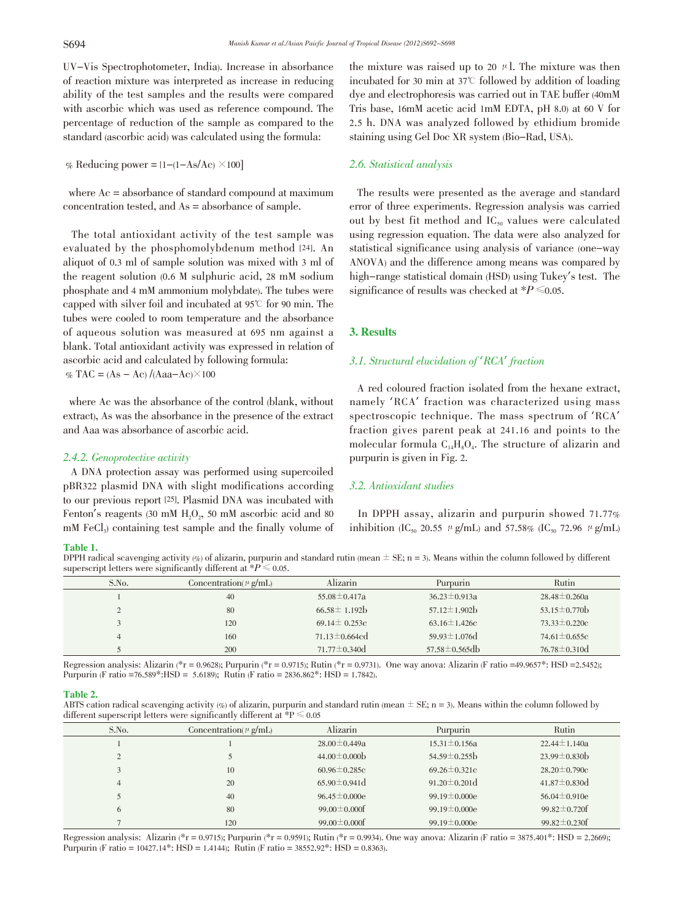UV-Vis Spectrophotometer, India). Increase in absorbance of reaction mixture was interpreted as increase in reducing ability of the test samples and the results were compared with ascorbic which was used as reference compound. The percentage of reduction of the sample as compared to the standard (ascorbic acid) was calculated using the formula:

$$\% \text{ Reducing power} = [1-(1-\text{As}/\text{Ac}) \times 100]$$

where Ac = absorbance of standard compound at maximum concentration tested, and As = absorbance of sample.

The total antioxidant activity of the test sample was evaluated by the phosphomolybdenum method [24]. An aliquot of 0.3 ml of sample solution was mixed with 3 ml of the reagent solution (0.6 M sulphuric acid, 28 mM sodium phosphate and 4 mM ammonium molybdate). The tubes were capped with silver foil and incubated at 95℃ for 90 min. The tubes were cooled to room temperature and the absorbance of aqueous solution was measured at 695 nm against a blank. Total antioxidant activity was expressed in relation of ascorbic acid and calculated by following formula:

$$\% \text{ TAC} = (\text{As} - \text{Ac}) / (\text{Aaa}-\text{Ac}) \times 100$$

where Ac was the absorbance of the control (blank, without extract), As was the absorbance in the presence of the extract and Aaa was absorbance of ascorbic acid.

### *2.4.2. Genoprotective activity*

A DNA protection assay was performed using supercoiled pBR322 plasmid DNA with slight modifications according to our previous report [25]. Plasmid DNA was incubated with Fenton's reagents (30 mM $H_2O_2$, 50 mM ascorbic acid and 80 mM $FeCl_3$) containing test sample and the finally volume of the mixture was raised up to 20 μl. The mixture was then incubated for 30 min at 37℃ followed by addition of loading dye and electrophoresis was carried out in TAE buffer (40mM Tris base, 16mM acetic acid 1mM EDTA, pH 8.0) at 60 V for 2.5 h. DNA was analyzed followed by ethidium bromide staining using Gel Doc XR system (Bio-Rad, USA).

### *2.6. Statistical analysis*

The results were presented as the average and standard error of three experiments. Regression analysis was carried out by best fit method and $IC_{50}$ values were calculated using regression equation. The data were also analyzed for statistical significance using analysis of variance (one-way ANOVA) and the difference among means was compared by high-range statistical domain (HSD) using Tukey's test. The significance of results was checked at $^*P \leqslant 0.05$.

## 3. Results

### *3.1. Structural elucidation of 'RCA' fraction*

A red coloured fraction isolated from the hexane extract, namely 'RCA' fraction was characterized using mass spectroscopic technique. The mass spectrum of 'RCA' fraction gives parent peak at 241.16 and points to the molecular formula $C_{14}H_8O_4$. The structure of alizarin and purpurin is given in Fig. 2.

### *3.2. Antioxidant studies*

In DPPH assay, alizarin and purpurin showed 71.77% inhibition ($IC_{50}$ 20.55 μg/mL) and 57.58% ($IC_{50}$ 72.96 μg/mL)

**Table 1.**
DPPH radical scavenging activity (%) of alizarin, purpurin and standard rutin (mean ± SE; n = 3). Means within the column followed by different superscript letters were significantly different at $^*P \leqslant 0.05$.

| S.No. | Concentration(μg/mL) | Alizarin | Purpurin | Rutin |
|---|---|---|---|---|
| 1 | 40 | 55.08±0.417a | 36.23±0.913a | 28.48±0.260a |
| 2 | 80 | 66.58± 1.192b | 57.12±1.902b | 53.15±0.770b |
| 3 | 120 | 69.14± 0.253c | 63.16±1.426c | 73.33±0.220c |
| 4 | 160 | 71.13±0.664cd | 59.93±1.076d | 74.61±0.655c |
| 5 | 200 | 71.77±0.340d | 57.58±0.565db | 76.78±0.310d |

Regression analysis: Alizarin (*r = 0.9628); Purpurin (*r = 0.9715); Rutin (*r = 0.9731). One way anova: Alizarin (F ratio =49.9657*: HSD =2.5452); Purpurin (F ratio =76.589*:HSD = 5.6189); Rutin (F ratio = 2836.862*: HSD = 1.7842).

**Table 2.**
ABTS cation radical scavenging activity (%) of alizarin, purpurin and standard rutin (mean ± SE; n = 3). Means within the column followed by different superscript letters were significantly different at $^*P \leqslant 0.05$

| S.No. | Concentration(μg/mL) | Alizarin | Purpurin | Rutin |
|---|---|---|---|---|
| 1 | 1 | 28.00±0.449a | 15.31±0.156a | 22.44±1.140a |
| 2 | 5 | 44.00±0.000b | 54.59±0.255b | 23.99±0.830b |
| 3 | 10 | 60.96±0.285c | 69.26±0.321c | 28.20±0.790c |
| 4 | 20 | 65.90±0.941d | 91.20±0.201d | 41.87±0.830d |
| 5 | 40 | 96.45±0.000e | 99.19±0.000e | 56.04±0.910e |
| 6 | 80 | 99.00±0.000f | 99.19±0.000e | 99.82±0.720f |
| 7 | 120 | 99.00±0.000f | 99.19±0.000e | 99.82±0.230f |

Regression analysis: Alizarin (*r = 0.9715); Purpurin (*r = 0.9591); Rutin (*r = 0.9934). One way anova: Alizarin (F ratio = 3875.401*: HSD = 2.2669); Purpurin (F ratio = 10427.14*: HSD = 1.4144); Rutin (F ratio = 38552.92*: HSD = 0.8363).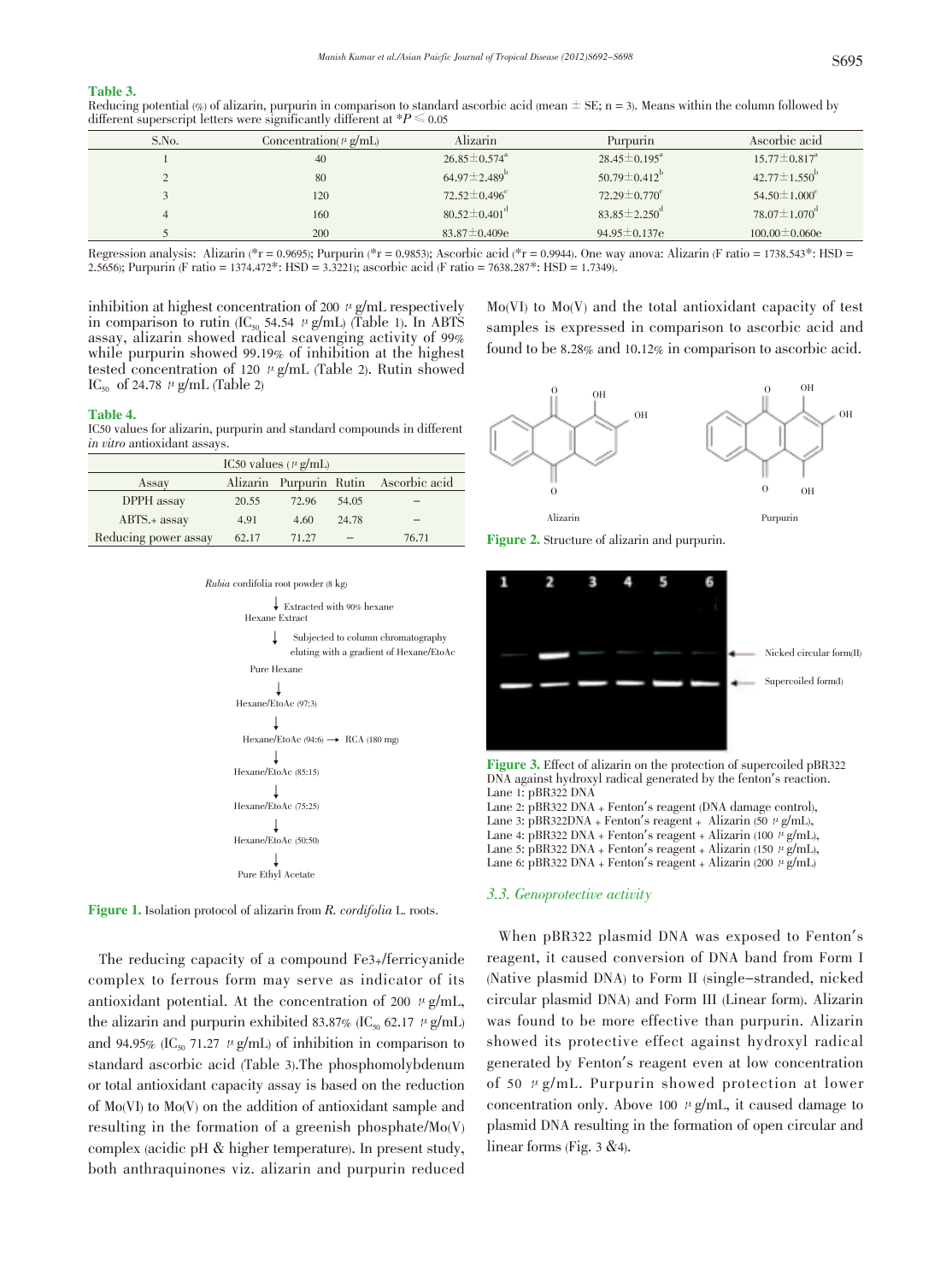**Table 3.**
Reducing potential (%) of alizarin, purpurin in comparison to standard ascorbic acid (mean ± SE; n = 3). Means within the column followed by different superscript letters were significantly different at $^*P \leqslant 0.05$

| S.No. | Concentration(μg/mL) | Alizarin | Purpurin | Ascorbic acid |
|---|---|---|---|---|
| 1 | 40 | $26.85 \pm 0.574^a$ | $28.45 \pm 0.195^a$ | $15.77 \pm 0.817^a$ |
| 2 | 80 | $64.97 \pm 2.489^b$ | $50.79 \pm 0.412^b$ | $42.77 \pm 1.550^b$ |
| 3 | 120 | $72.52 \pm 0.496^c$ | $72.29 \pm 0.770^c$ | $54.50 \pm 1.000^c$ |
| 4 | 160 | $80.52 \pm 0.401^d$ | $83.85 \pm 2.250^d$ | $78.07 \pm 1.070^d$ |
| 5 | 200 | 83.87±0.409e | 94.95±0.137e | 100.00±0.060e |

Regression analysis: Alizarin (*r = 0.9695); Purpurin (*r = 0.9853); Ascorbic acid (*r = 0.9944). One way anova: Alizarin (F ratio = 1738.543*: HSD = 2.5656); Purpurin (F ratio = 1374.472*: HSD = 3.3221); ascorbic acid (F ratio = 7638.287*: HSD = 1.7349).

inhibition at highest concentration of 200 μg/mL respectively in comparison to rutin ($IC_{50}$ 54.54 μg/mL) (Table 1). In ABTS assay, alizarin showed radical scavenging activity of 99% while purpurin showed 99.19% of inhibition at the highest tested concentration of 120 μg/mL (Table 2). Rutin showed $IC_{50}$ of 24.78 μg/mL (Table 2)

**Table 4.**
IC50 values for alizarin, purpurin and standard compounds in different *in vitro* antioxidant assays.

| | IC50 values (μg/mL) | | | |
|---|---|---|---|---|
| Assay | Alizarin | Purpurin | Rutin | Ascorbic acid |
| DPPH assay | 20.55 | 72.96 | 54.05 | – |
| ABTS.+ assay | 4.91 | 4.60 | 24.78 | – |
| Reducing power assay | 62.17 | 71.27 | – | 76.71 |

*Rubia* cordifolia root powder (8 kg)
↓ Extracted with 90% hexane
Hexane Extract
↓ Subjected to column chromatography eluting with a gradient of Hexane/EtoAc
Pure Hexane
↓
Hexane/EtoAc (97:3)
↓
Hexane/EtoAc (94:6) → RCA (180 mg)
↓
Hexane/EtoAc (85:15)
↓
Hexane/EtoAc (75:25)
↓
Hexane/EtoAc (50:50)
↓
Pure Ethyl Acetate

**Figure 1.** Isolation protocol of alizarin from *R. cordifolia* L. roots.

The reducing capacity of a compound Fe3+/ferricyanide complex to ferrous form may serve as indicator of its antioxidant potential. At the concentration of 200 μg/mL, the alizarin and purpurin exhibited 83.87% ($IC_{50}$ 62.17 μg/mL) and 94.95% ($IC_{50}$ 71.27 μg/mL) of inhibition in comparison to standard ascorbic acid (Table 3).The phosphomolybdenum or total antioxidant capacity assay is based on the reduction of Mo(VI) to Mo(V) on the addition of antioxidant sample and resulting in the formation of a greenish phosphate/Mo(V) complex (acidic pH & higher temperature). In present study, both anthraquinones viz. alizarin and purpurin reduced Mo(VI) to Mo(V) and the total antioxidant capacity of test samples is expressed in comparison to ascorbic acid and found to be 8.28% and 10.12% in comparison to ascorbic acid.

Alizarin Purpurin

**Figure 2.** Structure of alizarin and purpurin.

1 2 3 4 5 6

Nicked circular form(II)

Supercoiled form(I)

**Figure 3.** Effect of alizarin on the protection of supercoiled pBR322 DNA against hydroxyl radical generated by the fenton's reaction.
Lane 1: pBR322 DNA
Lane 2: pBR322 DNA + Fenton's reagent (DNA damage control),
Lane 3: pBR322DNA + Fenton's reagent + Alizarin (50 μg/mL),
Lane 4: pBR322 DNA + Fenton's reagent + Alizarin (100 μg/mL),
Lane 5: pBR322 DNA + Fenton's reagent + Alizarin (150 μg/mL),
Lane 6: pBR322 DNA + Fenton's reagent + Alizarin (200 μg/mL)

### *3.3. Genoprotective activity*

When pBR322 plasmid DNA was exposed to Fenton's reagent, it caused conversion of DNA band from Form I (Native plasmid DNA) to Form II (single-stranded, nicked circular plasmid DNA) and Form III (Linear form). Alizarin was found to be more effective than purpurin. Alizarin showed its protective effect against hydroxyl radical generated by Fenton's reagent even at low concentration of 50 μg/mL. Purpurin showed protection at lower concentration only. Above 100 μg/mL, it caused damage to plasmid DNA resulting in the formation of open circular and linear forms (Fig. 3 &4).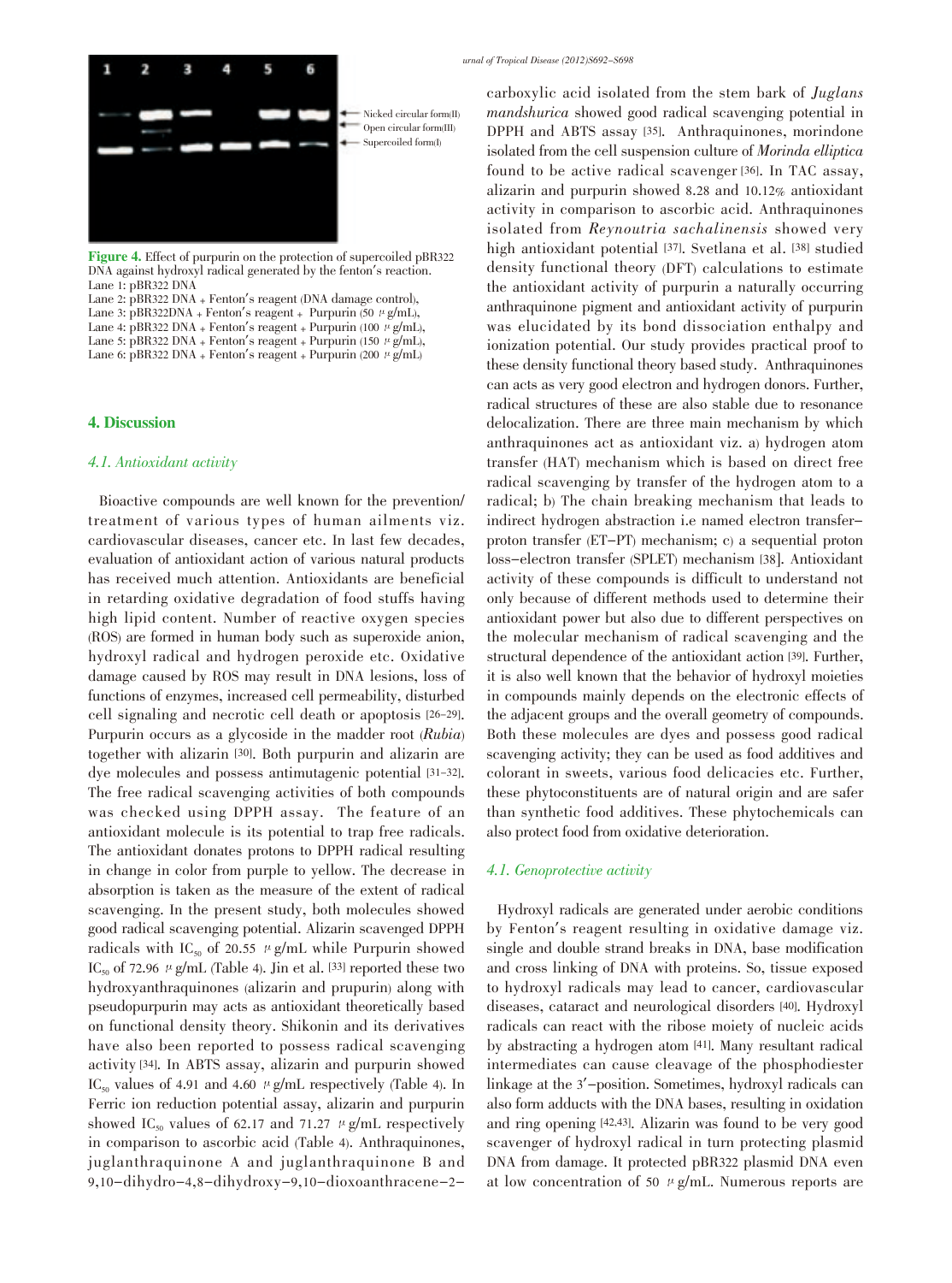Figure 4. Effect of purpurin on the protection of supercoiled pBR322 DNA against hydroxyl radical generated by the fenton's reaction.
Lane 1: pBR322 DNA
Lane 2: pBR322 DNA + Fenton's reagent (DNA damage control),
Lane 3: pBR322DNA + Fenton's reagent + Purpurin (50 μg/mL),
Lane 4: pBR322 DNA + Fenton's reagent + Purpurin (100 μg/mL),
Lane 5: pBR322 DNA + Fenton's reagent + Purpurin (150 μg/mL),
Lane 6: pBR322 DNA + Fenton's reagent + Purpurin (200 μg/mL)

## 4. Discussion

### *4.1. Antioxidant activity*

Bioactive compounds are well known for the prevention/treatment of various types of human ailments viz. cardiovascular diseases, cancer etc. In last few decades, evaluation of antioxidant action of various natural products has received much attention. Antioxidants are beneficial in retarding oxidative degradation of food stuffs having high lipid content. Number of reactive oxygen species (ROS) are formed in human body such as superoxide anion, hydroxyl radical and hydrogen peroxide etc. Oxidative damage caused by ROS may result in DNA lesions, loss of functions of enzymes, increased cell permeability, disturbed cell signaling and necrotic cell death or apoptosis [26–29]. Purpurin occurs as a glycoside in the madder root (*Rubia*) together with alizarin [30]. Both purpurin and alizarin are dye molecules and possess antimutagenic potential [31–32]. The free radical scavenging activities of both compounds was checked using DPPH assay. The feature of an antioxidant molecule is its potential to trap free radicals. The antioxidant donates protons to DPPH radical resulting in change in color from purple to yellow. The decrease in absorption is taken as the measure of the extent of radical scavenging. In the present study, both molecules showed good radical scavenging potential. Alizarin scavenged DPPH radicals with $IC_{50}$ of 20.55 μg/mL while Purpurin showed $IC_{50}$ of 72.96 μg/mL (Table 4). Jin et al. [33] reported these two hydroxyanthraquinones (alizarin and prupurin) along with pseudopurpurin may acts as antioxidant theoretically based on functional density theory. Shikonin and its derivatives have also been reported to possess radical scavenging activity [34]. In ABTS assay, alizarin and purpurin showed $IC_{50}$ values of 4.91 and 4.60 μg/mL respectively (Table 4). In Ferric ion reduction potential assay, alizarin and purpurin showed $IC_{50}$ values of 62.17 and 71.27 μg/mL respectively in comparison to ascorbic acid (Table 4). Anthraquinones, juglanthraquinone A and juglanthraquinone B and 9,10–dihydro–4,8–dihydroxy–9,10–dioxoanthracene–2–carboxylic acid isolated from the stem bark of *Juglans mandshurica* showed good radical scavenging potential in DPPH and ABTS assay [35]. Anthraquinones, morindone isolated from the cell suspension culture of *Morinda elliptica* found to be active radical scavenger [36]. In TAC assay, alizarin and purpurin showed 8.28 and 10.12% antioxidant activity in comparison to ascorbic acid. Anthraquinones isolated from *Reynoutria sachalinensis* showed very high antioxidant potential [37]. Svetlana et al. [38] studied density functional theory (DFT) calculations to estimate the antioxidant activity of purpurin a naturally occurring anthraquinone pigment and antioxidant activity of purpurin was elucidated by its bond dissociation enthalpy and ionization potential. Our study provides practical proof to these density functional theory based study. Anthraquinones can acts as very good electron and hydrogen donors. Further, radical structures of these are also stable due to resonance delocalization. There are three main mechanism by which anthraquinones act as antioxidant viz. a) hydrogen atom transfer (HAT) mechanism which is based on direct free radical scavenging by transfer of the hydrogen atom to a radical; b) The chain breaking mechanism that leads to indirect hydrogen abstraction i.e named electron transfer–proton transfer (ET–PT) mechanism; c) a sequential proton loss–electron transfer (SPLET) mechanism [38]. Antioxidant activity of these compounds is difficult to understand not only because of different methods used to determine their antioxidant power but also due to different perspectives on the molecular mechanism of radical scavenging and the structural dependence of the antioxidant action [39]. Further, it is also well known that the behavior of hydroxyl moieties in compounds mainly depends on the electronic effects of the adjacent groups and the overall geometry of compounds. Both these molecules are dyes and possess good radical scavenging activity; they can be used as food additives and colorant in sweets, various food delicacies etc. Further, these phytoconstituents are of natural origin and are safer than synthetic food additives. These phytochemicals can also protect food from oxidative deterioration.

### *4.1. Genoprotective activity*

Hydroxyl radicals are generated under aerobic conditions by Fenton's reagent resulting in oxidative damage viz. single and double strand breaks in DNA, base modification and cross linking of DNA with proteins. So, tissue exposed to hydroxyl radicals may lead to cancer, cardiovascular diseases, cataract and neurological disorders [40]. Hydroxyl radicals can react with the ribose moiety of nucleic acids by abstracting a hydrogen atom [41]. Many resultant radical intermediates can cause cleavage of the phosphodiester linkage at the 3'–position. Sometimes, hydroxyl radicals can also form adducts with the DNA bases, resulting in oxidation and ring opening [42,43]. Alizarin was found to be very good scavenger of hydroxyl radical in turn protecting plasmid DNA from damage. It protected pBR322 plasmid DNA even at low concentration of 50 μg/mL. Numerous reports are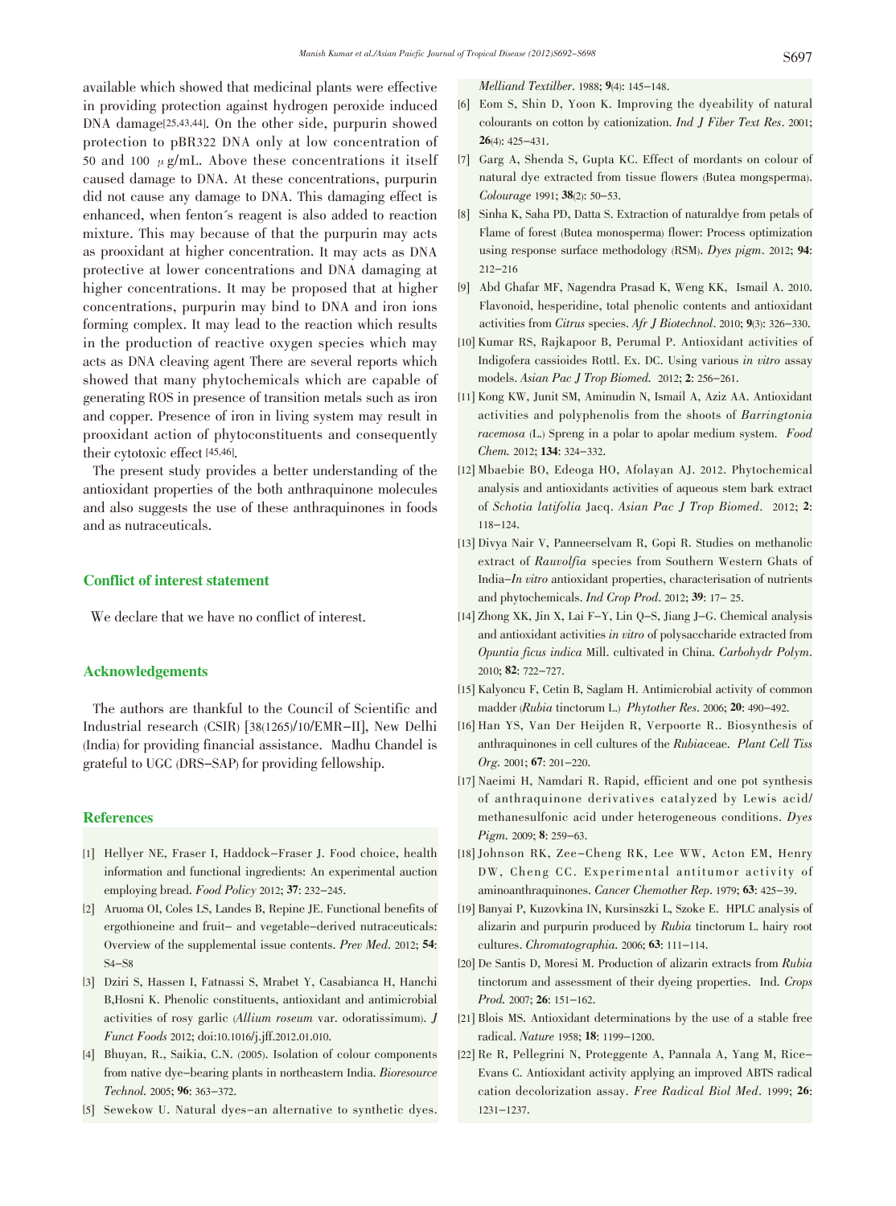available which showed that medicinal plants were effective in providing protection against hydrogen peroxide induced DNA damage[25,43,44]. On the other side, purpurin showed protection to pBR322 DNA only at low concentration of 50 and 100 μg/mL. Above these concentrations it itself caused damage to DNA. At these concentrations, purpurin did not cause any damage to DNA. This damaging effect is enhanced, when fenton´s reagent is also added to reaction mixture. This may because of that the purpurin may acts as prooxidant at higher concentration. It may acts as DNA protective at lower concentrations and DNA damaging at higher concentrations. It may be proposed that at higher concentrations, purpurin may bind to DNA and iron ions forming complex. It may lead to the reaction which results in the production of reactive oxygen species which may acts as DNA cleaving agent There are several reports which showed that many phytochemicals which are capable of generating ROS in presence of transition metals such as iron and copper. Presence of iron in living system may result in prooxidant action of phytoconstituents and consequently their cytotoxic effect [45,46].

The present study provides a better understanding of the antioxidant properties of the both anthraquinone molecules and also suggests the use of these anthraquinones in foods and as nutraceuticals.

## Conflict of interest statement

We declare that we have no conflict of interest.

## Acknowledgements

The authors are thankful to the Council of Scientific and Industrial research (CSIR) [38(1265)/10/EMR-II], New Delhi (India) for providing financial assistance. Madhu Chandel is grateful to UGC (DRS-SAP) for providing fellowship.

## References

[1] Hellyer NE, Fraser I, Haddock-Fraser J. Food choice, health information and functional ingredients: An experimental auction employing bread. *Food Policy* 2012; **37**: 232-245.

[2] Aruoma OI, Coles LS, Landes B, Repine JE. Functional benefits of ergothioneine and fruit- and vegetable-derived nutraceuticals: Overview of the supplemental issue contents. *Prev Med*. 2012; **54**: S4-S8

[3] Dziri S, Hassen I, Fatnassi S, Mrabet Y, Casabianca H, Hanchi B,Hosni K. Phenolic constituents, antioxidant and antimicrobial activities of rosy garlic (*Allium roseum* var. odoratissimum). *J Funct Foods* 2012; doi:10.1016/j.jff.2012.01.010.

[4] Bhuyan, R., Saikia, C.N. (2005). Isolation of colour components from native dye-bearing plants in northeastern India. *Bioresource Technol*. 2005; **96**: 363-372.

[5] Sewekow U. Natural dyes-an alternative to synthetic dyes. *Melliand Textilber*. 1988; **9**(4): 145-148.

[6] Eom S, Shin D, Yoon K. Improving the dyeability of natural colourants on cotton by cationization. *Ind J Fiber Text Res*. 2001; **26**(4): 425-431.

[7] Garg A, Shenda S, Gupta KC. Effect of mordants on colour of natural dye extracted from tissue flowers (Butea mongsperma). *Colourage* 1991; **38**(2): 50-53.

[8] Sinha K, Saha PD, Datta S. Extraction of naturaldye from petals of Flame of forest (Butea monosperma) flower: Process optimization using response surface methodology (RSM). *Dyes pigm*. 2012; **94**: 212-216

[9] Abd Ghafar MF, Nagendra Prasad K, Weng KK, Ismail A. 2010. Flavonoid, hesperidine, total phenolic contents and antioxidant activities from *Citrus* species. *Afr J Biotechnol*. 2010; **9**(3): 326-330.

[10] Kumar RS, Rajkapoor B, Perumal P. Antioxidant activities of Indigofera cassioides Rottl. Ex. DC. Using various *in vitro* assay models. *Asian Pac J Trop Biomed.* 2012; **2**: 256-261.

[11] Kong KW, Junit SM, Aminudin N, Ismail A, Aziz AA. Antioxidant activities and polyphenolis from the shoots of *Barringtonia racemosa* (L.) Spreng in a polar to apolar medium system. *Food Chem.* 2012; **134**: 324-332.

[12] Mbaebie BO, Edeoga HO, Afolayan AJ. 2012. Phytochemical analysis and antioxidants activities of aqueous stem bark extract of *Schotia latifolia* Jacq. *Asian Pac J Trop Biomed*. 2012; **2**: 118-124.

[13] Divya Nair V, Panneerselvam R, Gopi R. Studies on methanolic extract of *Rauvolfia* species from Southern Western Ghats of India-*In vitro* antioxidant properties, characterisation of nutrients and phytochemicals. *Ind Crop Prod*. 2012; **39**: 17- 25.

[14] Zhong XK, Jin X, Lai F-Y, Lin Q-S, Jiang J-G. Chemical analysis and antioxidant activities *in vitro* of polysaccharide extracted from *Opuntia ficus indica* Mill. cultivated in China. *Carbohydr Polym*. 2010; **82**: 722-727.

[15] Kalyoncu F, Cetin B, Saglam H. Antimicrobial activity of common madder (*Rubia* tinctorum L.) *Phytother Res*. 2006; **20**: 490-492.

[16] Han YS, Van Der Heijden R, Verpoorte R.. Biosynthesis of anthraquinones in cell cultures of the *Rubia*ceae. *Plant Cell Tiss Org.* 2001; **67**: 201-220.

[17] Naeimi H, Namdari R. Rapid, efficient and one pot synthesis of anthraquinone derivatives catalyzed by Lewis acid/ methanesulfonic acid under heterogeneous conditions. *Dyes Pigm.* 2009; **8**: 259-63.

[18] Johnson RK, Zee-Cheng RK, Lee WW, Acton EM, Henry DW, Cheng CC. Experimental antitumor activity of aminoanthraquinones. *Cancer Chemother Rep*. 1979; **63**: 425-39.

[19] Banyai P, Kuzovkina IN, Kursinszki L, Szoke E. HPLC analysis of alizarin and purpurin produced by *Rubia* tinctorum L. hairy root cultures. *Chromatographia.* 2006; **63**: 111-114.

[20] De Santis D, Moresi M. Production of alizarin extracts from *Rubia* tinctorum and assessment of their dyeing properties. Ind. *Crops Prod.* 2007; **26**: 151-162.

[21] Blois MS. Antioxidant determinations by the use of a stable free radical. *Nature* 1958; **18**: 1199-1200.

[22] Re R, Pellegrini N, Proteggente A, Pannala A, Yang M, Rice-Evans C. Antioxidant activity applying an improved ABTS radical cation decolorization assay. *Free Radical Biol Med*. 1999; **26**: 1231-1237.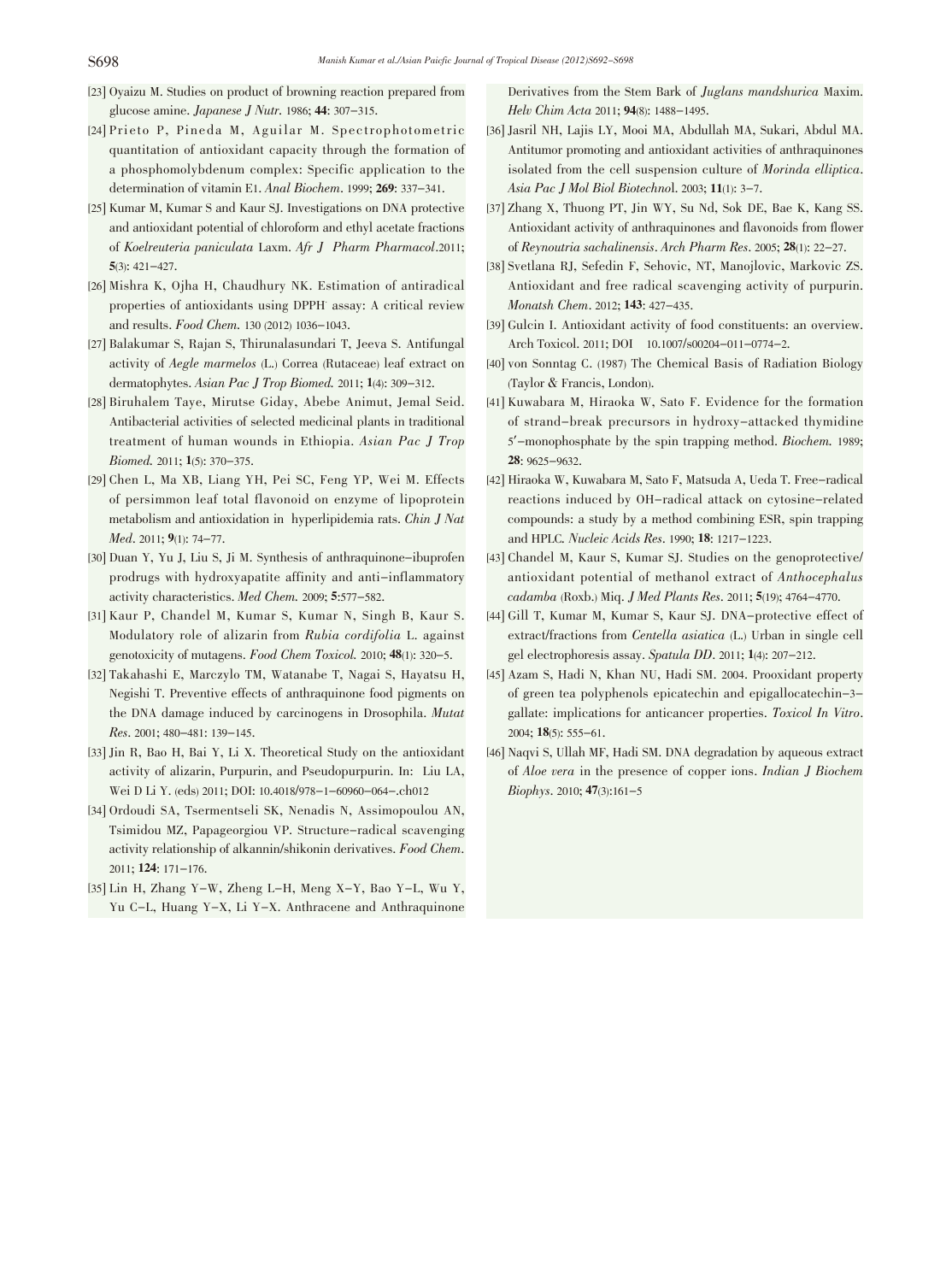[23] Oyaizu M. Studies on product of browning reaction prepared from glucose amine. *Japanese J Nutr*. 1986; **44**: 307–315.

[24] Prieto P, Pineda M, Aguilar M. Spectrophotometric quantitation of antioxidant capacity through the formation of a phosphomolybdenum complex: Specific application to the determination of vitamin E1. *Anal Biochem*. 1999; **269**: 337–341.

[25] Kumar M, Kumar S and Kaur SJ. Investigations on DNA protective and antioxidant potential of chloroform and ethyl acetate fractions of *Koelreuteria paniculata* Laxm. *Afr J Pharm Pharmacol*.2011; **5**(3): 421–427.

[26] Mishra K, Ojha H, Chaudhury NK. Estimation of antiradical properties of antioxidants using DPPH· assay: A critical review and results. *Food Chem*. 130 (2012) 1036–1043.

[27] Balakumar S, Rajan S, Thirunalasundari T, Jeeva S. Antifungal activity of *Aegle marmelos* (L.) Correa (Rutaceae) leaf extract on dermatophytes. *Asian Pac J Trop Biomed*. 2011; **1**(4): 309–312.

[28] Biruhalem Taye, Mirutse Giday, Abebe Animut, Jemal Seid. Antibacterial activities of selected medicinal plants in traditional treatment of human wounds in Ethiopia. *Asian Pac J Trop Biomed*. 2011; **1**(5): 370–375.

[29] Chen L, Ma XB, Liang YH, Pei SC, Feng YP, Wei M. Effects of persimmon leaf total flavonoid on enzyme of lipoprotein metabolism and antioxidation in hyperlipidemia rats. *Chin J Nat Med*. 2011; **9**(1): 74–77.

[30] Duan Y, Yu J, Liu S, Ji M. Synthesis of anthraquinone–ibuprofen prodrugs with hydroxyapatite affinity and anti–inflammatory activity characteristics. *Med Chem*. 2009; **5**:577–582.

[31] Kaur P, Chandel M, Kumar S, Kumar N, Singh B, Kaur S. Modulatory role of alizarin from *Rubia cordifolia* L. against genotoxicity of mutagens. *Food Chem Toxicol*. 2010; **48**(1): 320–5.

[32] Takahashi E, Marczylo TM, Watanabe T, Nagai S, Hayatsu H, Negishi T. Preventive effects of anthraquinone food pigments on the DNA damage induced by carcinogens in Drosophila. *Mutat Res*. 2001; 480–481: 139–145.

[33] Jin R, Bao H, Bai Y, Li X. Theoretical Study on the antioxidant activity of alizarin, Purpurin, and Pseudopurpurin. In: Liu LA, Wei D Li Y. (eds) 2011; DOI: 10.4018/978–1–60960–064–.ch012

[34] Ordoudi SA, Tsermentseli SK, Nenadis N, Assimopoulou AN, Tsimidou MZ, Papageorgiou VP. Structure–radical scavenging activity relationship of alkannin/shikonin derivatives. *Food Chem*. 2011; **124**: 171–176.

[35] Lin H, Zhang Y–W, Zheng L–H, Meng X–Y, Bao Y–L, Wu Y, Yu C–L, Huang Y–X, Li Y–X. Anthracene and Anthraquinone Derivatives from the Stem Bark of *Juglans mandshurica* Maxim. *Helv Chim Acta* 2011; **94**(8): 1488–1495.

[36] Jasril NH, Lajis LY, Mooi MA, Abdullah MA, Sukari, Abdul MA. Antitumor promoting and antioxidant activities of anthraquinones isolated from the cell suspension culture of *Morinda elliptica*. *Asia Pac J Mol Biol Biotechnol*. 2003; **11**(1): 3–7.

[37] Zhang X, Thuong PT, Jin WY, Su Nd, Sok DE, Bae K, Kang SS. Antioxidant activity of anthraquinones and flavonoids from flower of *Reynoutria sachalinensis*. *Arch Pharm Res*. 2005; **28**(1): 22–27.

[38] Svetlana RJ, Sefedin F, Sehovic, NT, Manojlovic, Markovic ZS. Antioxidant and free radical scavenging activity of purpurin. *Monatsh Chem*. 2012; **143**: 427–435.

[39] Gulcin I. Antioxidant activity of food constituents: an overview. Arch Toxicol. 2011; DOI 10.1007/s00204–011–0774–2.

[40] von Sonntag C. (1987) The Chemical Basis of Radiation Biology (Taylor & Francis, London).

[41] Kuwabara M, Hiraoka W, Sato F. Evidence for the formation of strand–break precursors in hydroxy–attacked thymidine 5′–monophosphate by the spin trapping method. *Biochem*. 1989; **28**: 9625–9632.

[42] Hiraoka W, Kuwabara M, Sato F, Matsuda A, Ueda T. Free–radical reactions induced by OH–radical attack on cytosine–related compounds: a study by a method combining ESR, spin trapping and HPLC. *Nucleic Acids Res*. 1990; **18**: 1217–1223.

[43] Chandel M, Kaur S, Kumar SJ. Studies on the genoprotective/antioxidant potential of methanol extract of *Anthocephalus cadamba* (Roxb.) Miq. *J Med Plants Res*. 2011; **5**(19); 4764–4770.

[44] Gill T, Kumar M, Kumar S, Kaur SJ. DNA–protective effect of extract/fractions from *Centella asiatica* (L.) Urban in single cell gel electrophoresis assay. *Spatula DD*. 2011; **1**(4): 207–212.

[45] Azam S, Hadi N, Khan NU, Hadi SM. 2004. Prooxidant property of green tea polyphenols epicatechin and epigallocatechin–3–gallate: implications for anticancer properties. *Toxicol In Vitro*. 2004; **18**(5): 555–61.

[46] Naqvi S, Ullah MF, Hadi SM. DNA degradation by aqueous extract of *Aloe vera* in the presence of copper ions. *Indian J Biochem Biophys*. 2010; **47**(3):161–5